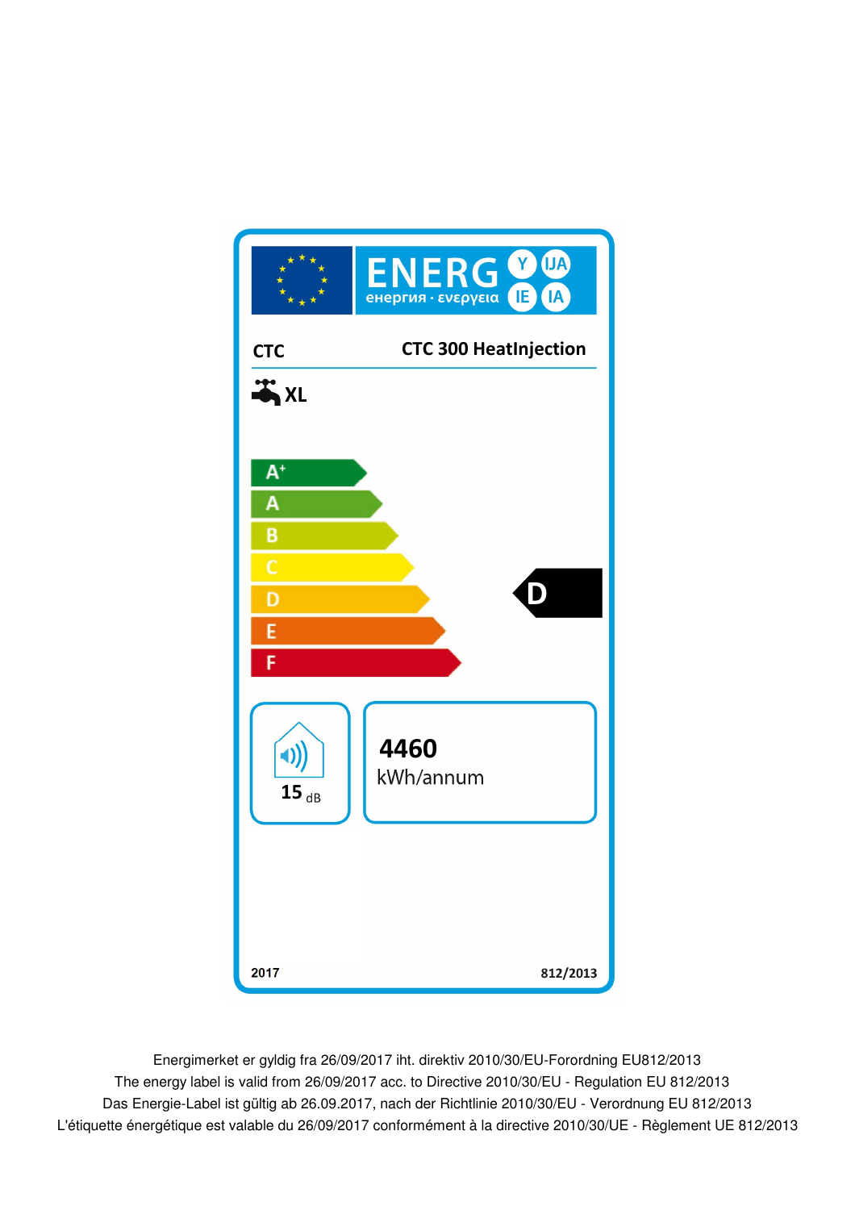ENERG Y IJA IE IA
енергия · ενεργεια

**CTC** **CTC 300 HeatInjection**

**XL**

- A+
- A
- B
- C
- D
- E
- F

**D**

**15** dB

**4460**
kWh/annum

**2017** **812/2013**

Energimerket er gyldig fra 26/09/2017 iht. direktiv 2010/30/EU-Forordning EU812/2013
The energy label is valid from 26/09/2017 acc. to Directive 2010/30/EU - Regulation EU 812/2013
Das Energie-Label ist gültig ab 26.09.2017, nach der Richtlinie 2010/30/EU - Verordnung EU 812/2013
L'étiquette énergétique est valable du 26/09/2017 conformément à la directive 2010/30/UE - Règlement UE 812/2013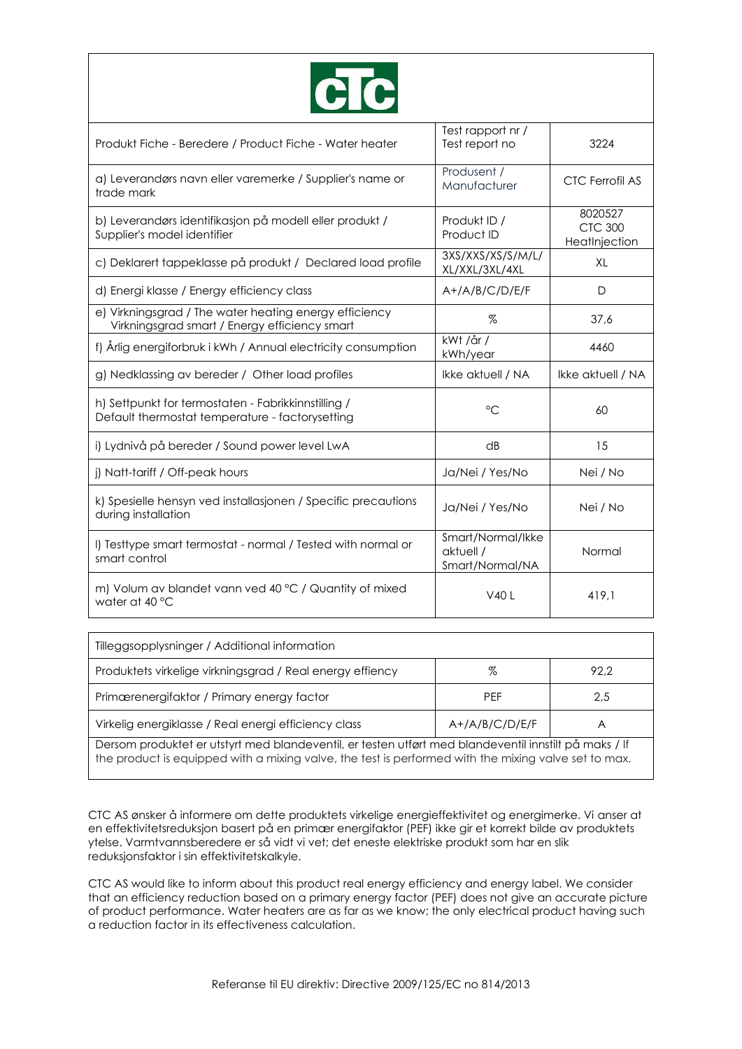| | | |
|---|---|---|
| Produkt Fiche - Beredere / Product Fiche - Water heater | Test rapport nr / Test report no | 3224 |
| a) Leverandørs navn eller varemerke / Supplier's name or trade mark | Produsent / Manufacturer | CTC Ferrofil AS |
| b) Leverandørs identifikasjon på modell eller produkt / Supplier's model identifier | Produkt ID / Product ID | 8020527 CTC 300 HeatInjection |
| c) Deklarert tappeklasse på produkt / Declared load profile | 3XS/XXS/XS/S/M/L/ XL/XXL/3XL/4XL | XL |
| d) Energi klasse / Energy efficiency class | A+/A/B/C/D/E/F | D |
| e) Virkningsgrad / The water heating energy efficiency Virkningsgrad smart / Energy efficiency smart | % | 37,6 |
| f) Årlig energiforbruk i kWh / Annual electricity consumption | kWt /år / kWh/year | 4460 |
| g) Nedklassing av bereder / Other load profiles | Ikke aktuell / NA | Ikke aktuell / NA |
| h) Settpunkt for termostaten - Fabrikkinnstilling / Default thermostat temperature - factorysetting | °C | 60 |
| i) Lydnivå på bereder / Sound power level LwA | dB | 15 |
| j) Natt-tariff / Off-peak hours | Ja/Nei / Yes/No | Nei / No |
| k) Spesielle hensyn ved installasjonen / Specific precautions during installation | Ja/Nei / Yes/No | Nei / No |
| l) Testtype smart termostat - normal / Tested with normal or smart control | Smart/Normal/Ikke aktuell / Smart/Normal/NA | Normal |
| m) Volum av blandet vann ved 40 °C / Quantity of mixed water at 40 °C | V40 L | 419,1 |

| Tilleggsopplysninger / Additional information | | |
|---|---|---|
| Produktets virkelige virkningsgrad / Real energy effiency | % | 92,2 |
| Primærenergifaktor / Primary energy factor | PEF | 2,5 |
| Virkelig energiklasse / Real energi efficiency class | A+/A/B/C/D/E/F | A |
| Dersom produktet er utstyrt med blandeventil, er testen utført med blandeventil innstilt på maks / If the product is equipped with a mixing valve, the test is performed with the mixing valve set to max. | | |

CTC AS ønsker å informere om dette produktets virkelige energieffektivitet og energimerke. Vi anser at en effektivitetsreduksjon basert på en primær energifaktor (PEF) ikke gir et korrekt bilde av produktets ytelse. Varmtvannsberedere er så vidt vi vet; det eneste elektriske produkt som har en slik reduksjonsfaktor i sin effektivitetskalkyle.

CTC AS would like to inform about this product real energy efficiency and energy label. We consider that an efficiency reduction based on a primary energy factor (PEF) does not give an accurate picture of product performance. Water heaters are as far as we know; the only electrical product having such a reduction factor in its effectiveness calculation.

Referanse til EU direktiv: Directive 2009/125/EC no 814/2013